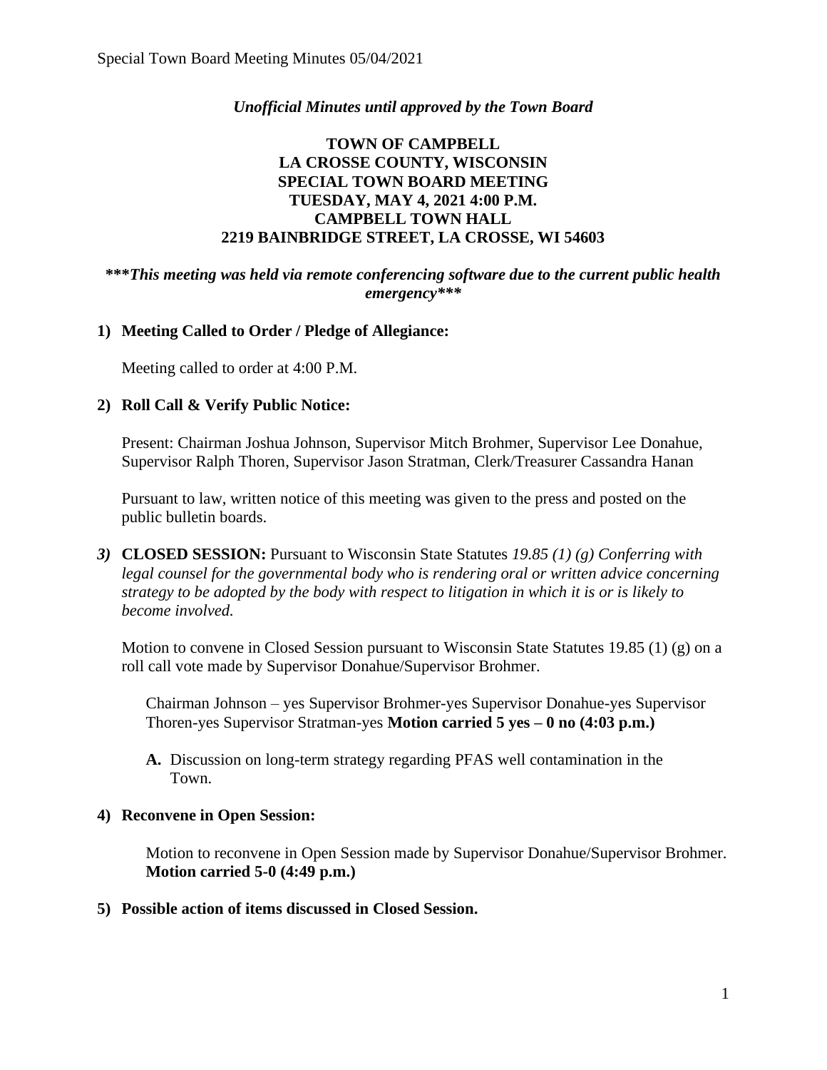*Unofficial Minutes until approved by the Town Board*

**TOWN OF CAMPBELL**
**LA CROSSE COUNTY, WISCONSIN**
**SPECIAL TOWN BOARD MEETING**
**TUESDAY, MAY 4, 2021 4:00 P.M.**
**CAMPBELL TOWN HALL**
**2219 BAINBRIDGE STREET, LA CROSSE, WI 54603**

***\*\*\*This meeting was held via remote conferencing software due to the current public health emergency\*\*\****

**1) Meeting Called to Order / Pledge of Allegiance:**

Meeting called to order at 4:00 P.M.

**2) Roll Call & Verify Public Notice:**

Present: Chairman Joshua Johnson, Supervisor Mitch Brohmer, Supervisor Lee Donahue, Supervisor Ralph Thoren, Supervisor Jason Stratman, Clerk/Treasurer Cassandra Hanan

Pursuant to law, written notice of this meeting was given to the press and posted on the public bulletin boards.

***3)*** **CLOSED SESSION:** Pursuant to Wisconsin State Statutes *19.85 (1) (g) Conferring with legal counsel for the governmental body who is rendering oral or written advice concerning strategy to be adopted by the body with respect to litigation in which it is or is likely to become involved.*

Motion to convene in Closed Session pursuant to Wisconsin State Statutes 19.85 (1) (g) on a roll call vote made by Supervisor Donahue/Supervisor Brohmer.

Chairman Johnson – yes Supervisor Brohmer-yes Supervisor Donahue-yes Supervisor Thoren-yes Supervisor Stratman-yes **Motion carried 5 yes – 0 no (4:03 p.m.)**

**A.** Discussion on long-term strategy regarding PFAS well contamination in the Town.

**4) Reconvene in Open Session:**

Motion to reconvene in Open Session made by Supervisor Donahue/Supervisor Brohmer. **Motion carried 5-0 (4:49 p.m.)**

**5) Possible action of items discussed in Closed Session.**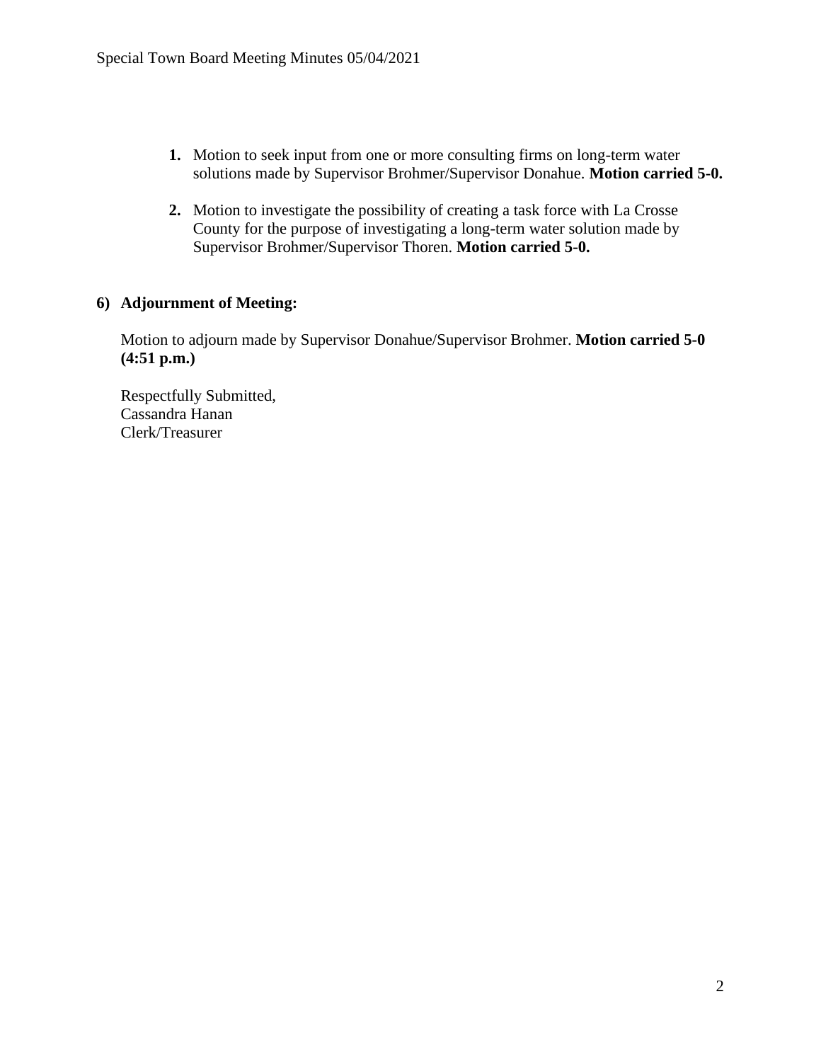1. Motion to seek input from one or more consulting firms on long-term water solutions made by Supervisor Brohmer/Supervisor Donahue. **Motion carried 5-0.**

2. Motion to investigate the possibility of creating a task force with La Crosse County for the purpose of investigating a long-term water solution made by Supervisor Brohmer/Supervisor Thoren. **Motion carried 5-0.**

**6) Adjournment of Meeting:**

Motion to adjourn made by Supervisor Donahue/Supervisor Brohmer. **Motion carried 5-0 (4:51 p.m.)**

Respectfully Submitted,
Cassandra Hanan
Clerk/Treasurer